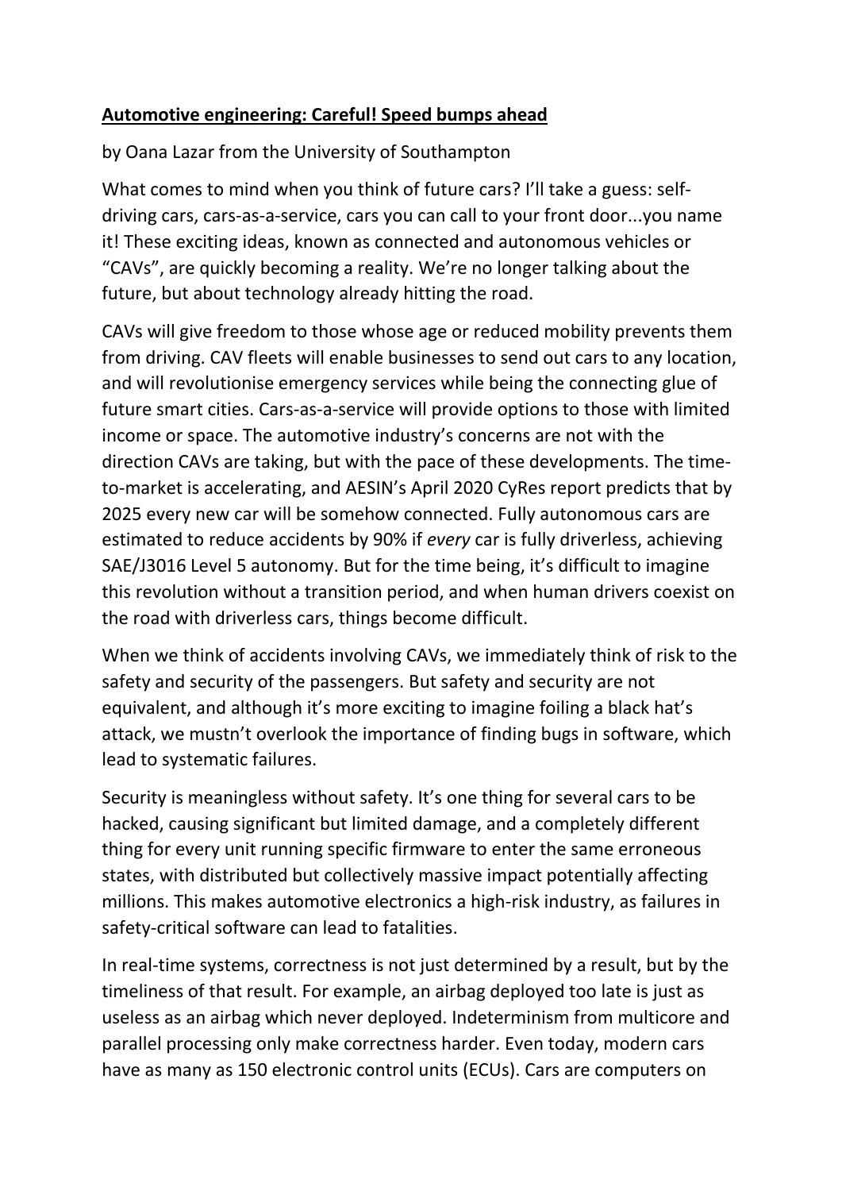**Automotive engineering: Careful! Speed bumps ahead**

by Oana Lazar from the University of Southampton

What comes to mind when you think of future cars? I'll take a guess: self-driving cars, cars-as-a-service, cars you can call to your front door...you name it! These exciting ideas, known as connected and autonomous vehicles or "CAVs", are quickly becoming a reality. We're no longer talking about the future, but about technology already hitting the road.

CAVs will give freedom to those whose age or reduced mobility prevents them from driving. CAV fleets will enable businesses to send out cars to any location, and will revolutionise emergency services while being the connecting glue of future smart cities. Cars-as-a-service will provide options to those with limited income or space. The automotive industry's concerns are not with the direction CAVs are taking, but with the pace of these developments. The time-to-market is accelerating, and AESIN's April 2020 CyRes report predicts that by 2025 every new car will be somehow connected. Fully autonomous cars are estimated to reduce accidents by 90% if *every* car is fully driverless, achieving SAE/J3016 Level 5 autonomy. But for the time being, it's difficult to imagine this revolution without a transition period, and when human drivers coexist on the road with driverless cars, things become difficult.

When we think of accidents involving CAVs, we immediately think of risk to the safety and security of the passengers. But safety and security are not equivalent, and although it's more exciting to imagine foiling a black hat's attack, we mustn't overlook the importance of finding bugs in software, which lead to systematic failures.

Security is meaningless without safety. It's one thing for several cars to be hacked, causing significant but limited damage, and a completely different thing for every unit running specific firmware to enter the same erroneous states, with distributed but collectively massive impact potentially affecting millions. This makes automotive electronics a high-risk industry, as failures in safety-critical software can lead to fatalities.

In real-time systems, correctness is not just determined by a result, but by the timeliness of that result. For example, an airbag deployed too late is just as useless as an airbag which never deployed. Indeterminism from multicore and parallel processing only make correctness harder. Even today, modern cars have as many as 150 electronic control units (ECUs). Cars are computers on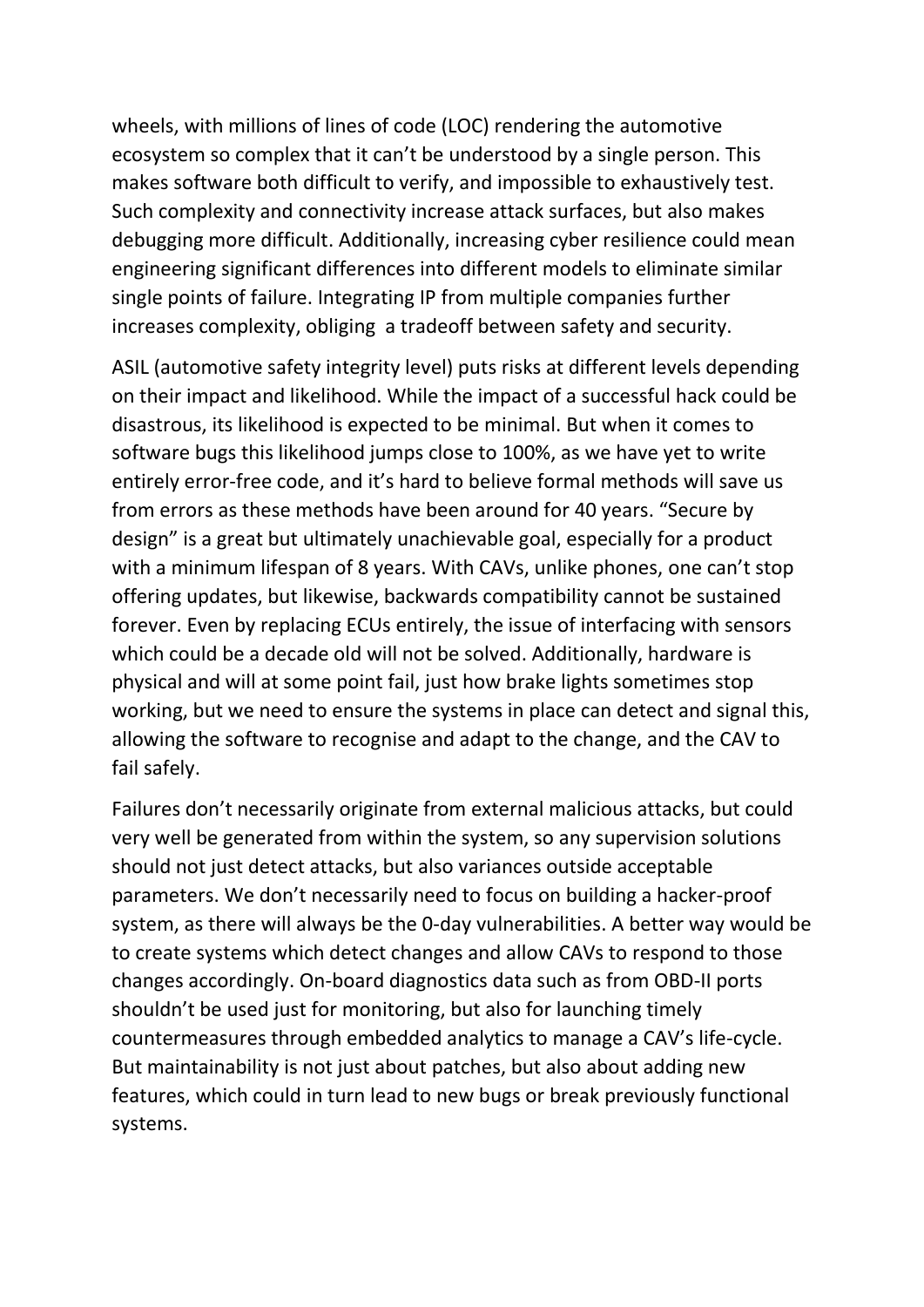wheels, with millions of lines of code (LOC) rendering the automotive ecosystem so complex that it can't be understood by a single person. This makes software both difficult to verify, and impossible to exhaustively test. Such complexity and connectivity increase attack surfaces, but also makes debugging more difficult. Additionally, increasing cyber resilience could mean engineering significant differences into different models to eliminate similar single points of failure. Integrating IP from multiple companies further increases complexity, obliging  a tradeoff between safety and security.

ASIL (automotive safety integrity level) puts risks at different levels depending on their impact and likelihood. While the impact of a successful hack could be disastrous, its likelihood is expected to be minimal. But when it comes to software bugs this likelihood jumps close to 100%, as we have yet to write entirely error-free code, and it's hard to believe formal methods will save us from errors as these methods have been around for 40 years. "Secure by design" is a great but ultimately unachievable goal, especially for a product with a minimum lifespan of 8 years. With CAVs, unlike phones, one can't stop offering updates, but likewise, backwards compatibility cannot be sustained forever. Even by replacing ECUs entirely, the issue of interfacing with sensors which could be a decade old will not be solved. Additionally, hardware is physical and will at some point fail, just how brake lights sometimes stop working, but we need to ensure the systems in place can detect and signal this, allowing the software to recognise and adapt to the change, and the CAV to fail safely.

Failures don't necessarily originate from external malicious attacks, but could very well be generated from within the system, so any supervision solutions should not just detect attacks, but also variances outside acceptable parameters. We don't necessarily need to focus on building a hacker-proof system, as there will always be the 0-day vulnerabilities. A better way would be to create systems which detect changes and allow CAVs to respond to those changes accordingly. On-board diagnostics data such as from OBD-II ports shouldn't be used just for monitoring, but also for launching timely countermeasures through embedded analytics to manage a CAV's life-cycle. But maintainability is not just about patches, but also about adding new features, which could in turn lead to new bugs or break previously functional systems.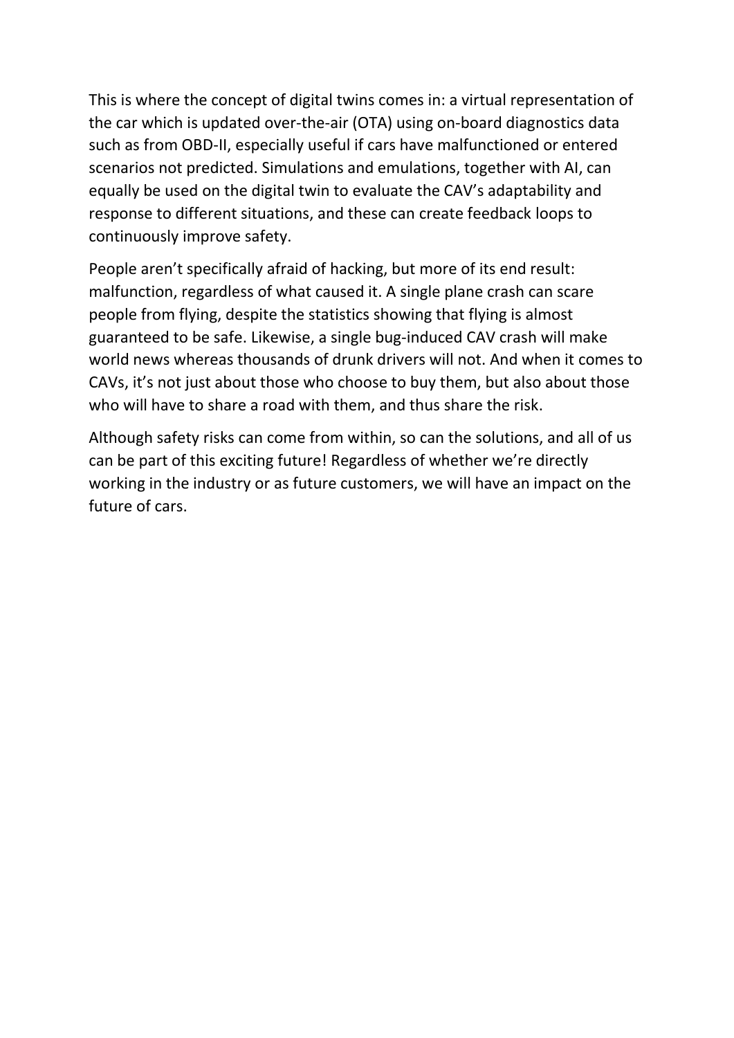This is where the concept of digital twins comes in: a virtual representation of the car which is updated over-the-air (OTA) using on-board diagnostics data such as from OBD-II, especially useful if cars have malfunctioned or entered scenarios not predicted. Simulations and emulations, together with AI, can equally be used on the digital twin to evaluate the CAV's adaptability and response to different situations, and these can create feedback loops to continuously improve safety.

People aren't specifically afraid of hacking, but more of its end result: malfunction, regardless of what caused it. A single plane crash can scare people from flying, despite the statistics showing that flying is almost guaranteed to be safe. Likewise, a single bug-induced CAV crash will make world news whereas thousands of drunk drivers will not. And when it comes to CAVs, it's not just about those who choose to buy them, but also about those who will have to share a road with them, and thus share the risk.

Although safety risks can come from within, so can the solutions, and all of us can be part of this exciting future! Regardless of whether we're directly working in the industry or as future customers, we will have an impact on the future of cars.